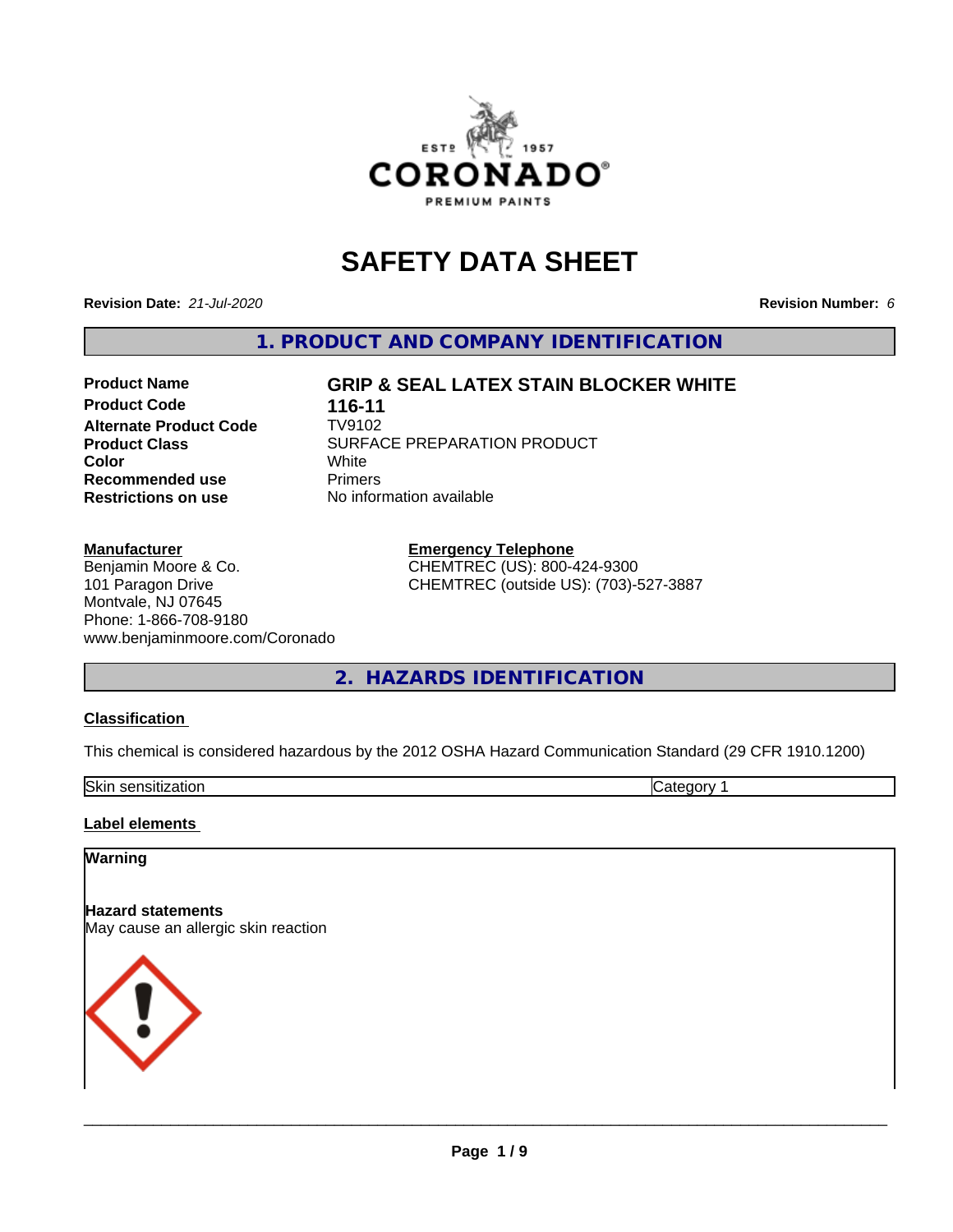# SAFETY DATA SHEET

**Revision Date:** *21-Jul-2020* **Revision Number:** *6*

## 1. PRODUCT AND COMPANY IDENTIFICATION

| | |
|---|---|
| **Product Name** | **GRIP & SEAL LATEX STAIN BLOCKER WHITE** |
| **Product Code** | **116-11** |
| **Alternate Product Code** | TV9102 |
| **Product Class** | SURFACE PREPARATION PRODUCT |
| **Color** | White |
| **Recommended use** | Primers |
| **Restrictions on use** | No information available |

**Manufacturer**
Benjamin Moore & Co.
101 Paragon Drive
Montvale, NJ 07645
Phone: 1-866-708-9180
www.benjaminmoore.com/Coronado

**Emergency Telephone**
CHEMTREC (US): 800-424-9300
CHEMTREC (outside US): (703)-527-3887

## 2. HAZARDS IDENTIFICATION

**Classification**

This chemical is considered hazardous by the 2012 OSHA Hazard Communication Standard (29 CFR 1910.1200)

| Skin sensitization | Category 1 |
|---|---|

**Label elements**

**Warning**

**Hazard statements**
May cause an allergic skin reaction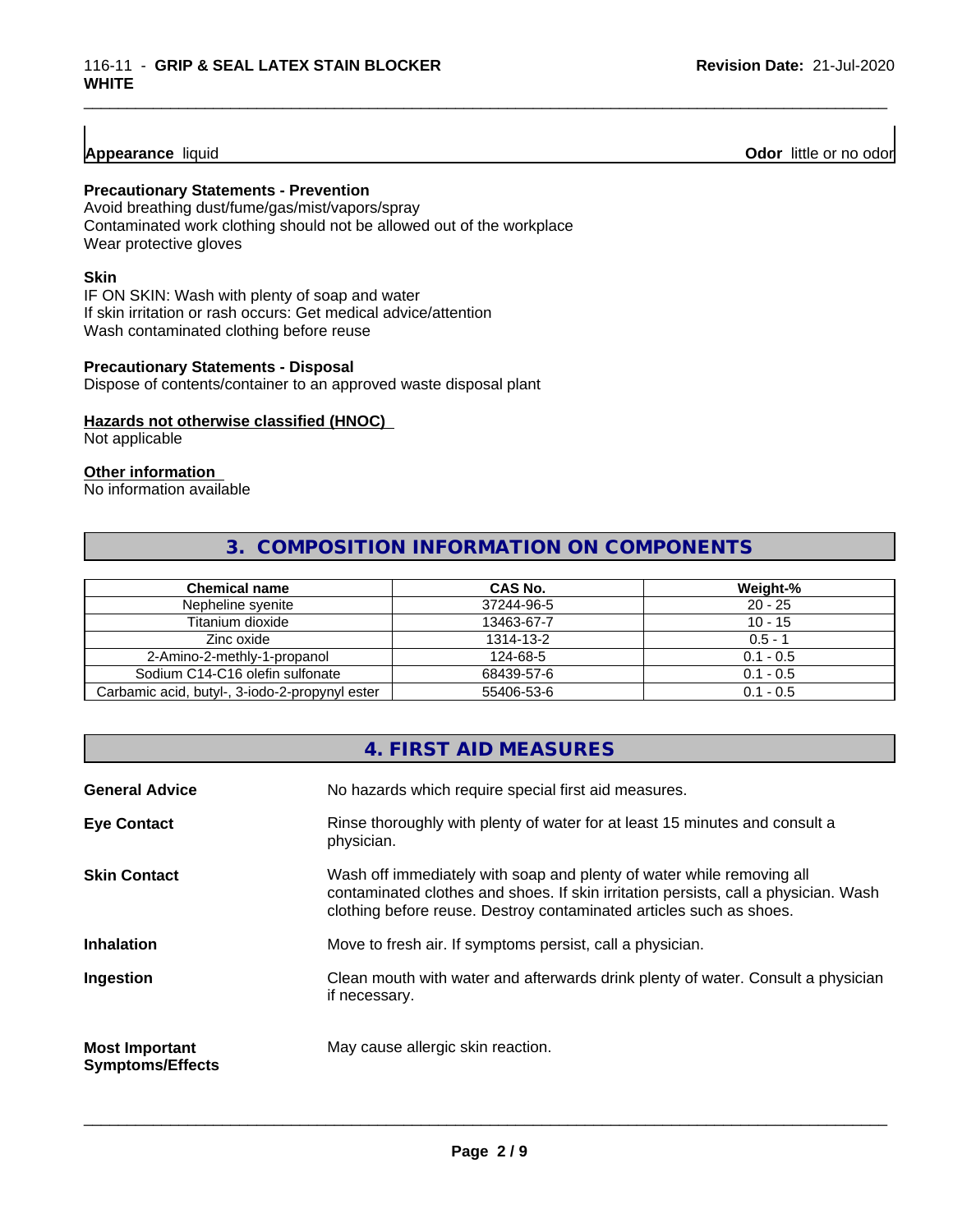**Appearance** liquid

**Odor** little or no odor

**Precautionary Statements - Prevention**
Avoid breathing dust/fume/gas/mist/vapors/spray
Contaminated work clothing should not be allowed out of the workplace
Wear protective gloves

**Skin**
IF ON SKIN: Wash with plenty of soap and water
If skin irritation or rash occurs: Get medical advice/attention
Wash contaminated clothing before reuse

**Precautionary Statements - Disposal**
Dispose of contents/container to an approved waste disposal plant

**Hazards not otherwise classified (HNOC)**
Not applicable

**Other information**
No information available

## 3. COMPOSITION INFORMATION ON COMPONENTS

| Chemical name | CAS No. | Weight-% |
|---|---|---|
| Nepheline syenite | 37244-96-5 | 20 - 25 |
| Titanium dioxide | 13463-67-7 | 10 - 15 |
| Zinc oxide | 1314-13-2 | 0.5 - 1 |
| 2-Amino-2-methly-1-propanol | 124-68-5 | 0.1 - 0.5 |
| Sodium C14-C16 olefin sulfonate | 68439-57-6 | 0.1 - 0.5 |
| Carbamic acid, butyl-, 3-iodo-2-propynyl ester | 55406-53-6 | 0.1 - 0.5 |

## 4. FIRST AID MEASURES

**General Advice** — No hazards which require special first aid measures.

**Eye Contact** — Rinse thoroughly with plenty of water for at least 15 minutes and consult a physician.

**Skin Contact** — Wash off immediately with soap and plenty of water while removing all contaminated clothes and shoes. If skin irritation persists, call a physician. Wash clothing before reuse. Destroy contaminated articles such as shoes.

**Inhalation** — Move to fresh air. If symptoms persist, call a physician.

**Ingestion** — Clean mouth with water and afterwards drink plenty of water. Consult a physician if necessary.

**Most Important Symptoms/Effects** — May cause allergic skin reaction.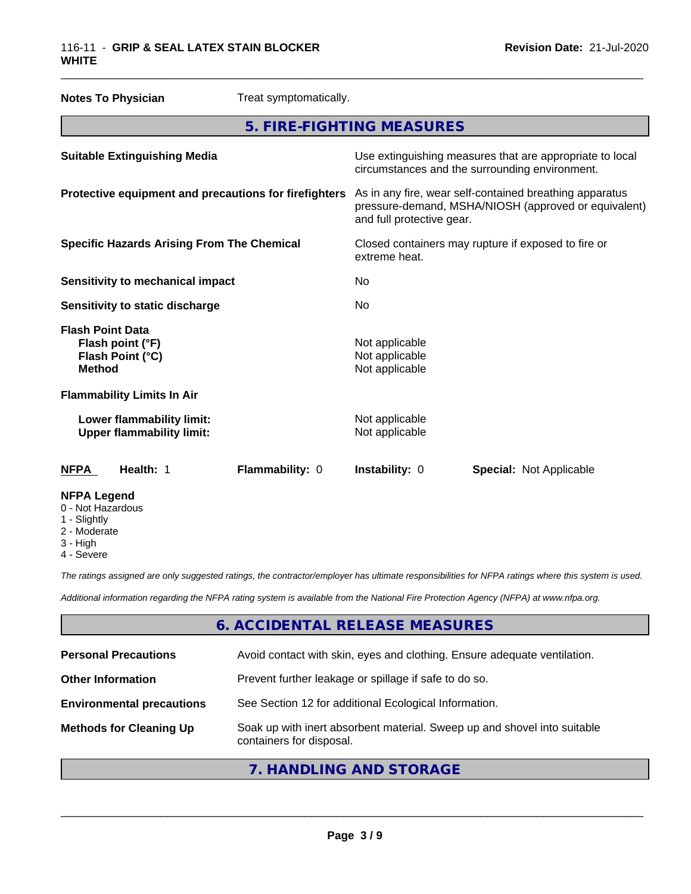**Notes To Physician** Treat symptomatically.

## 5. FIRE-FIGHTING MEASURES

**Suitable Extinguishing Media**: Use extinguishing measures that are appropriate to local circumstances and the surrounding environment.

**Protective equipment and precautions for firefighters**: As in any fire, wear self-contained breathing apparatus pressure-demand, MSHA/NIOSH (approved or equivalent) and full protective gear.

**Specific Hazards Arising From The Chemical**: Closed containers may rupture if exposed to fire or extreme heat.

**Sensitivity to mechanical impact**: No

**Sensitivity to static discharge**: No

**Flash Point Data**
- **Flash point (°F)**: Not applicable
- **Flash Point (°C)**: Not applicable
- **Method**: Not applicable

**Flammability Limits In Air**
- **Lower flammability limit:** Not applicable
- **Upper flammability limit:** Not applicable

**NFPA** Health: 1 **Flammability:** 0 **Instability:** 0 **Special:** Not Applicable

**NFPA Legend**
- 0 - Not Hazardous
- 1 - Slightly
- 2 - Moderate
- 3 - High
- 4 - Severe

*The ratings assigned are only suggested ratings, the contractor/employer has ultimate responsibilities for NFPA ratings where this system is used.*

*Additional information regarding the NFPA rating system is available from the National Fire Protection Agency (NFPA) at www.nfpa.org.*

## 6. ACCIDENTAL RELEASE MEASURES

**Personal Precautions**: Avoid contact with skin, eyes and clothing. Ensure adequate ventilation.

**Other Information**: Prevent further leakage or spillage if safe to do so.

**Environmental precautions**: See Section 12 for additional Ecological Information.

**Methods for Cleaning Up**: Soak up with inert absorbent material. Sweep up and shovel into suitable containers for disposal.

## 7. HANDLING AND STORAGE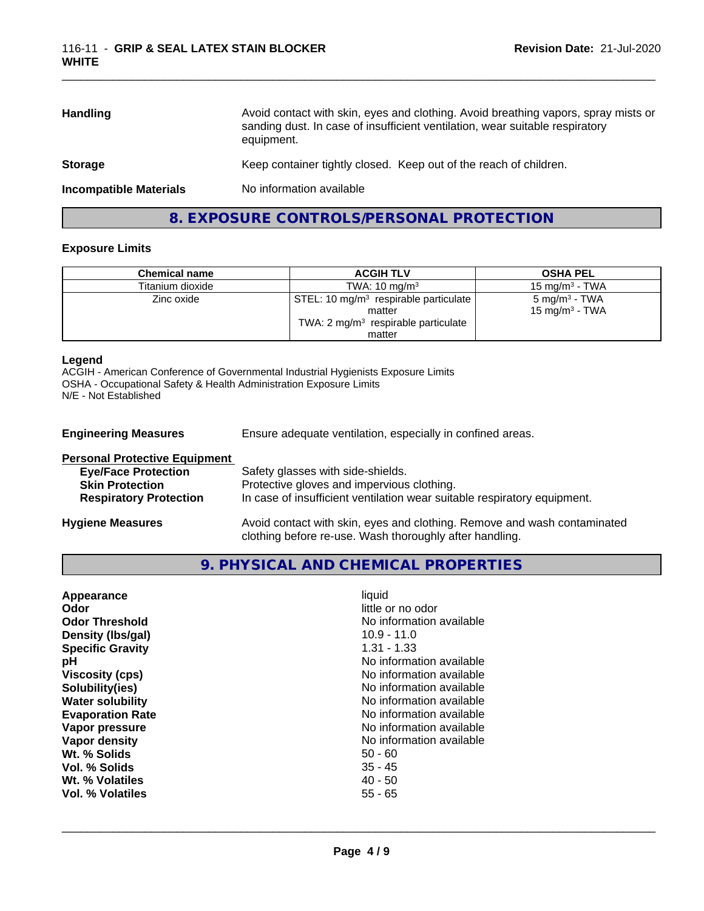| | |
|---|---|
| **Handling** | Avoid contact with skin, eyes and clothing. Avoid breathing vapors, spray mists or sanding dust. In case of insufficient ventilation, wear suitable respiratory equipment. |
| **Storage** | Keep container tightly closed. Keep out of the reach of children. |
| **Incompatible Materials** | No information available |

## 8. EXPOSURE CONTROLS/PERSONAL PROTECTION

### Exposure Limits

| Chemical name | ACGIH TLV | OSHA PEL |
|---|---|---|
| Titanium dioxide | TWA: 10 mg/m³ | 15 mg/m³ - TWA |
| Zinc oxide | STEL: 10 mg/m³ respirable particulate matter<br>TWA: 2 mg/m³ respirable particulate matter | 5 mg/m³ - TWA<br>15 mg/m³ - TWA |

**Legend**
ACGIH - American Conference of Governmental Industrial Hygienists Exposure Limits
OSHA - Occupational Safety & Health Administration Exposure Limits
N/E - Not Established

**Engineering Measures** Ensure adequate ventilation, especially in confined areas.

**Personal Protective Equipment**

| | |
|---|---|
| **Eye/Face Protection** | Safety glasses with side-shields. |
| **Skin Protection** | Protective gloves and impervious clothing. |
| **Respiratory Protection** | In case of insufficient ventilation wear suitable respiratory equipment. |

**Hygiene Measures** Avoid contact with skin, eyes and clothing. Remove and wash contaminated clothing before re-use. Wash thoroughly after handling.

## 9. PHYSICAL AND CHEMICAL PROPERTIES

| | |
|---|---|
| **Appearance** | liquid |
| **Odor** | little or no odor |
| **Odor Threshold** | No information available |
| **Density (lbs/gal)** | 10.9 - 11.0 |
| **Specific Gravity** | 1.31 - 1.33 |
| **pH** | No information available |
| **Viscosity (cps)** | No information available |
| **Solubility(ies)** | No information available |
| **Water solubility** | No information available |
| **Evaporation Rate** | No information available |
| **Vapor pressure** | No information available |
| **Vapor density** | No information available |
| **Wt. % Solids** | 50 - 60 |
| **Vol. % Solids** | 35 - 45 |
| **Wt. % Volatiles** | 40 - 50 |
| **Vol. % Volatiles** | 55 - 65 |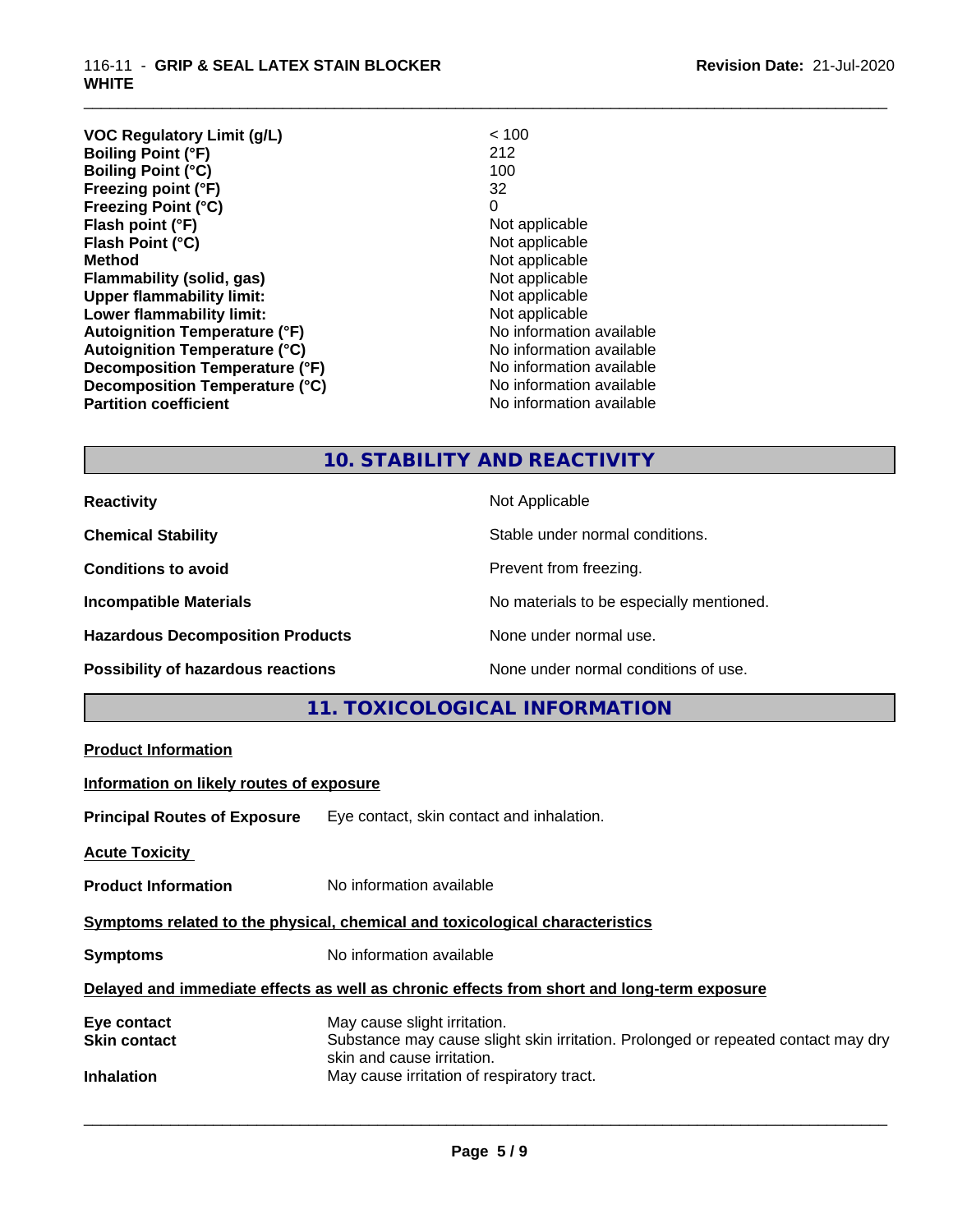| | |
|---|---|
| **VOC Regulatory Limit (g/L)** | < 100 |
| **Boiling Point (°F)** | 212 |
| **Boiling Point (°C)** | 100 |
| **Freezing point (°F)** | 32 |
| **Freezing Point (°C)** | 0 |
| **Flash point (°F)** | Not applicable |
| **Flash Point (°C)** | Not applicable |
| **Method** | Not applicable |
| **Flammability (solid, gas)** | Not applicable |
| **Upper flammability limit:** | Not applicable |
| **Lower flammability limit:** | Not applicable |
| **Autoignition Temperature (°F)** | No information available |
| **Autoignition Temperature (°C)** | No information available |
| **Decomposition Temperature (°F)** | No information available |
| **Decomposition Temperature (°C)** | No information available |
| **Partition coefficient** | No information available |

## 10. STABILITY AND REACTIVITY

| | |
|---|---|
| **Reactivity** | Not Applicable |
| **Chemical Stability** | Stable under normal conditions. |
| **Conditions to avoid** | Prevent from freezing. |
| **Incompatible Materials** | No materials to be especially mentioned. |
| **Hazardous Decomposition Products** | None under normal use. |
| **Possibility of hazardous reactions** | None under normal conditions of use. |

## 11. TOXICOLOGICAL INFORMATION

**Product Information**

**Information on likely routes of exposure**

**Principal Routes of Exposure** Eye contact, skin contact and inhalation.

**Acute Toxicity**

**Product Information** No information available

**Symptoms related to the physical, chemical and toxicological characteristics**

**Symptoms** No information available

**Delayed and immediate effects as well as chronic effects from short and long-term exposure**

| | |
|---|---|
| **Eye contact** | May cause slight irritation. |
| **Skin contact** | Substance may cause slight skin irritation. Prolonged or repeated contact may dry skin and cause irritation. |
| **Inhalation** | May cause irritation of respiratory tract. |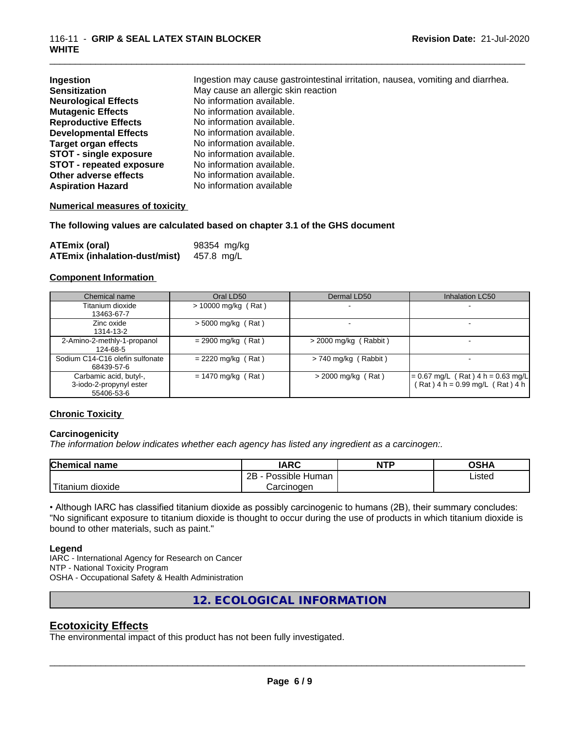| | |
|---|---|
| **Ingestion** | Ingestion may cause gastrointestinal irritation, nausea, vomiting and diarrhea. |
| **Sensitization** | May cause an allergic skin reaction |
| **Neurological Effects** | No information available. |
| **Mutagenic Effects** | No information available. |
| **Reproductive Effects** | No information available. |
| **Developmental Effects** | No information available. |
| **Target organ effects** | No information available. |
| **STOT - single exposure** | No information available. |
| **STOT - repeated exposure** | No information available. |
| **Other adverse effects** | No information available. |
| **Aspiration Hazard** | No information available |

**Numerical measures of toxicity**

**The following values are calculated based on chapter 3.1 of the GHS document**

| | |
|---|---|
| **ATEmix (oral)** | 98354 mg/kg |
| **ATEmix (inhalation-dust/mist)** | 457.8 mg/L |

**Component Information**

| Chemical name | Oral LD50 | Dermal LD50 | Inhalation LC50 |
|---|---|---|---|
| Titanium dioxide 13463-67-7 | > 10000 mg/kg ( Rat ) | - | - |
| Zinc oxide 1314-13-2 | > 5000 mg/kg ( Rat ) | - | - |
| 2-Amino-2-methly-1-propanol 124-68-5 | = 2900 mg/kg ( Rat ) | > 2000 mg/kg ( Rabbit ) | - |
| Sodium C14-C16 olefin sulfonate 68439-57-6 | = 2220 mg/kg ( Rat ) | > 740 mg/kg ( Rabbit ) | - |
| Carbamic acid, butyl-, 3-iodo-2-propynyl ester 55406-53-6 | = 1470 mg/kg ( Rat ) | > 2000 mg/kg ( Rat ) | = 0.67 mg/L ( Rat ) 4 h = 0.63 mg/L ( Rat ) 4 h = 0.99 mg/L ( Rat ) 4 h |

**Chronic Toxicity**

**Carcinogenicity**

*The information below indicates whether each agency has listed any ingredient as a carcinogen:.*

| Chemical name | IARC | NTP | OSHA |
|---|---|---|---|
| Titanium dioxide | 2B - Possible Human Carcinogen | | Listed |

• Although IARC has classified titanium dioxide as possibly carcinogenic to humans (2B), their summary concludes: "No significant exposure to titanium dioxide is thought to occur during the use of products in which titanium dioxide is bound to other materials, such as paint."

**Legend**

IARC - International Agency for Research on Cancer
NTP - National Toxicity Program
OSHA - Occupational Safety & Health Administration

## 12. ECOLOGICAL INFORMATION

## Ecotoxicity Effects

The environmental impact of this product has not been fully investigated.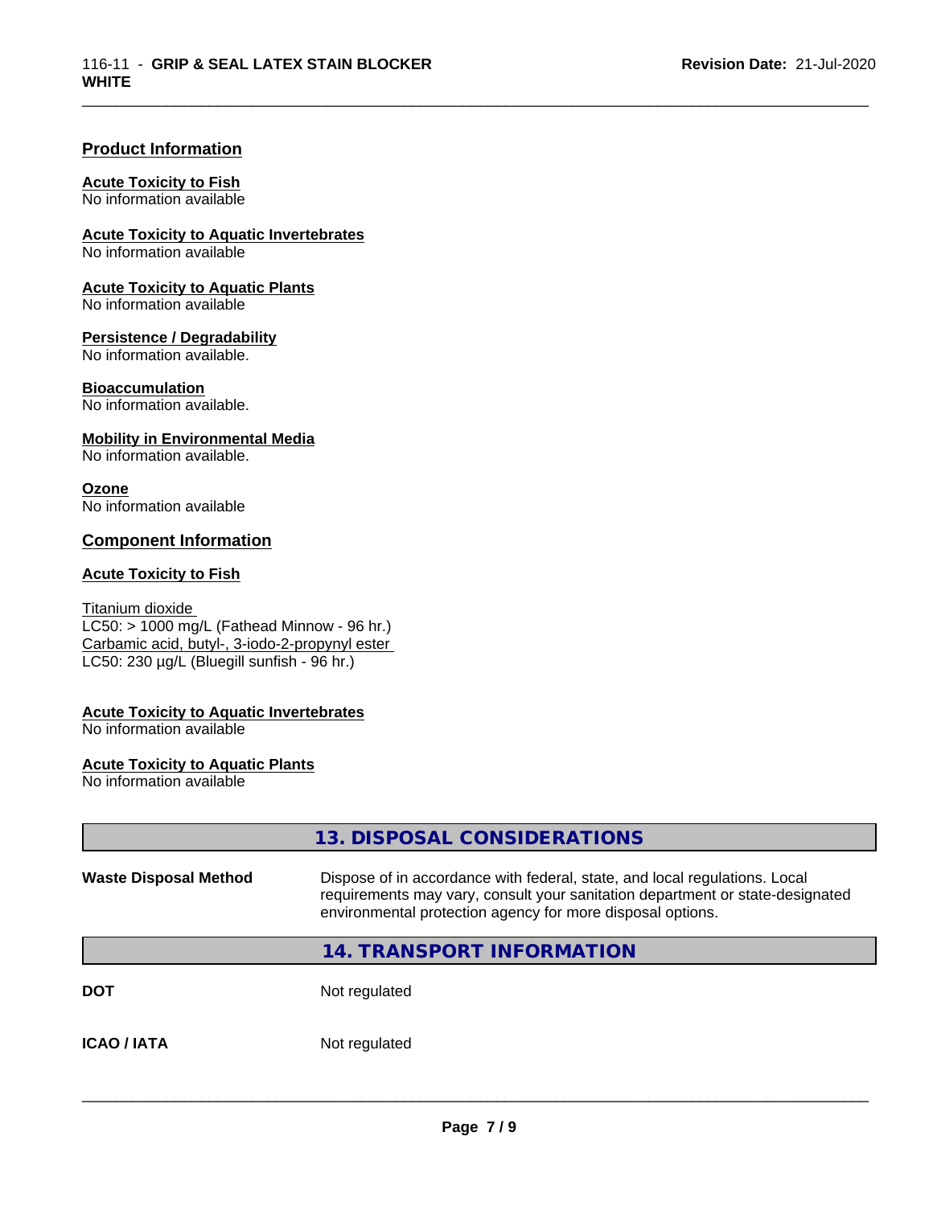## Product Information

**Acute Toxicity to Fish**
No information available

**Acute Toxicity to Aquatic Invertebrates**
No information available

**Acute Toxicity to Aquatic Plants**
No information available

**Persistence / Degradability**
No information available.

**Bioaccumulation**
No information available.

**Mobility in Environmental Media**
No information available.

**Ozone**
No information available

## Component Information

**Acute Toxicity to Fish**

Titanium dioxide
LC50: > 1000 mg/L (Fathead Minnow - 96 hr.)
Carbamic acid, butyl-, 3-iodo-2-propynyl ester
LC50: 230 µg/L (Bluegill sunfish - 96 hr.)

**Acute Toxicity to Aquatic Invertebrates**
No information available

**Acute Toxicity to Aquatic Plants**
No information available

## 13. DISPOSAL CONSIDERATIONS

| | |
|---|---|
| **Waste Disposal Method** | Dispose of in accordance with federal, state, and local regulations. Local requirements may vary, consult your sanitation department or state-designated environmental protection agency for more disposal options. |

## 14. TRANSPORT INFORMATION

| | |
|---|---|
| **DOT** | Not regulated |
| **ICAO / IATA** | Not regulated |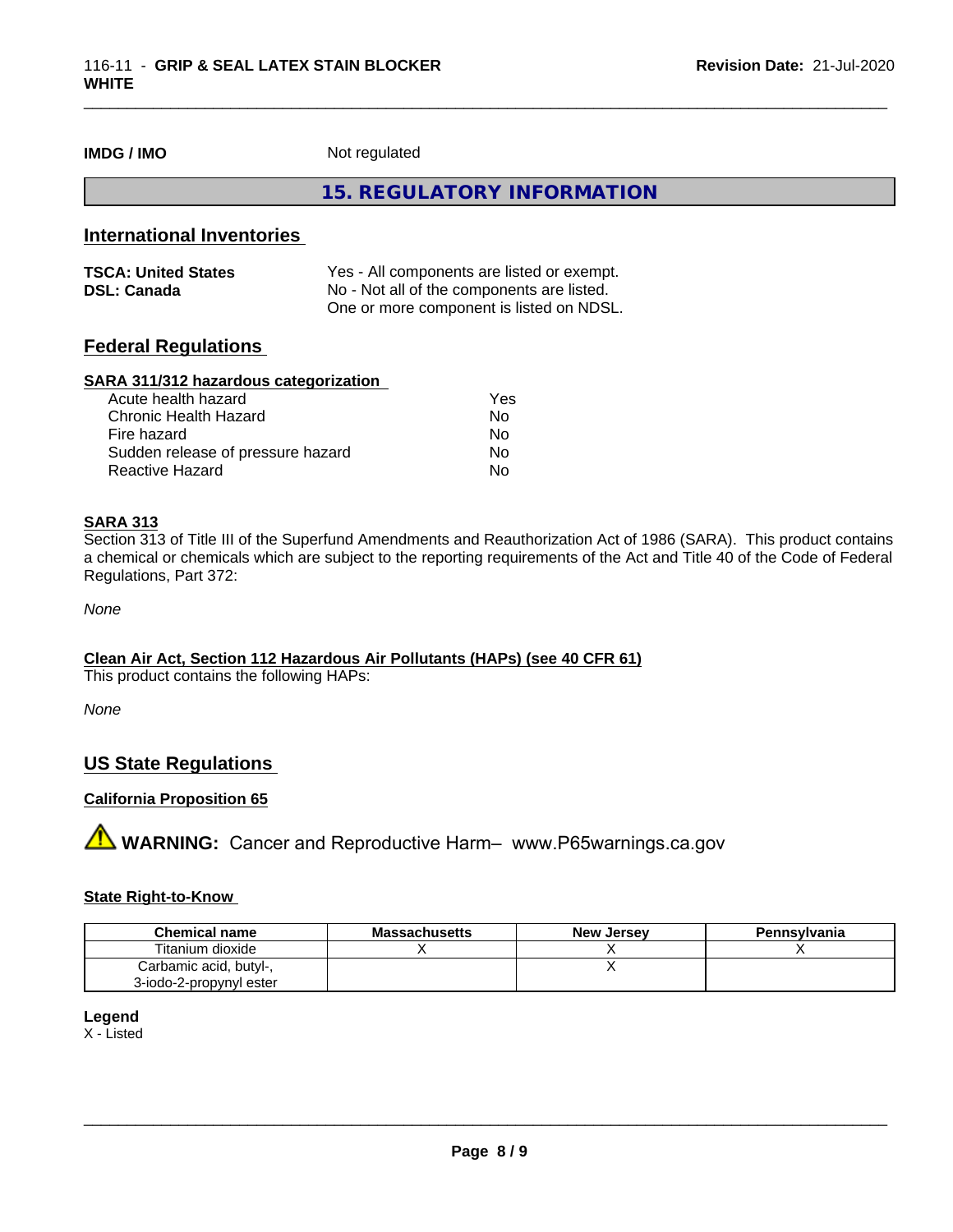**IMDG / IMO** Not regulated

## 15. REGULATORY INFORMATION

### International Inventories

| | |
|---|---|
| **TSCA: United States** | Yes - All components are listed or exempt. |
| **DSL: Canada** | No - Not all of the components are listed. One or more component is listed on NDSL. |

### Federal Regulations

**SARA 311/312 hazardous categorization**

| | |
|---|---|
| Acute health hazard | Yes |
| Chronic Health Hazard | No |
| Fire hazard | No |
| Sudden release of pressure hazard | No |
| Reactive Hazard | No |

**SARA 313**

Section 313 of Title III of the Superfund Amendments and Reauthorization Act of 1986 (SARA). This product contains a chemical or chemicals which are subject to the reporting requirements of the Act and Title 40 of the Code of Federal Regulations, Part 372:

*None*

**Clean Air Act, Section 112 Hazardous Air Pollutants (HAPs) (see 40 CFR 61)**

This product contains the following HAPs:

*None*

### US State Regulations

**California Proposition 65**

**WARNING:** Cancer and Reproductive Harm– www.P65warnings.ca.gov

**State Right-to-Know**

| Chemical name | Massachusetts | New Jersey | Pennsylvania |
|---|---|---|---|
| Titanium dioxide | X | X | X |
| Carbamic acid, butyl-, 3-iodo-2-propynyl ester | | X | |

**Legend**

X - Listed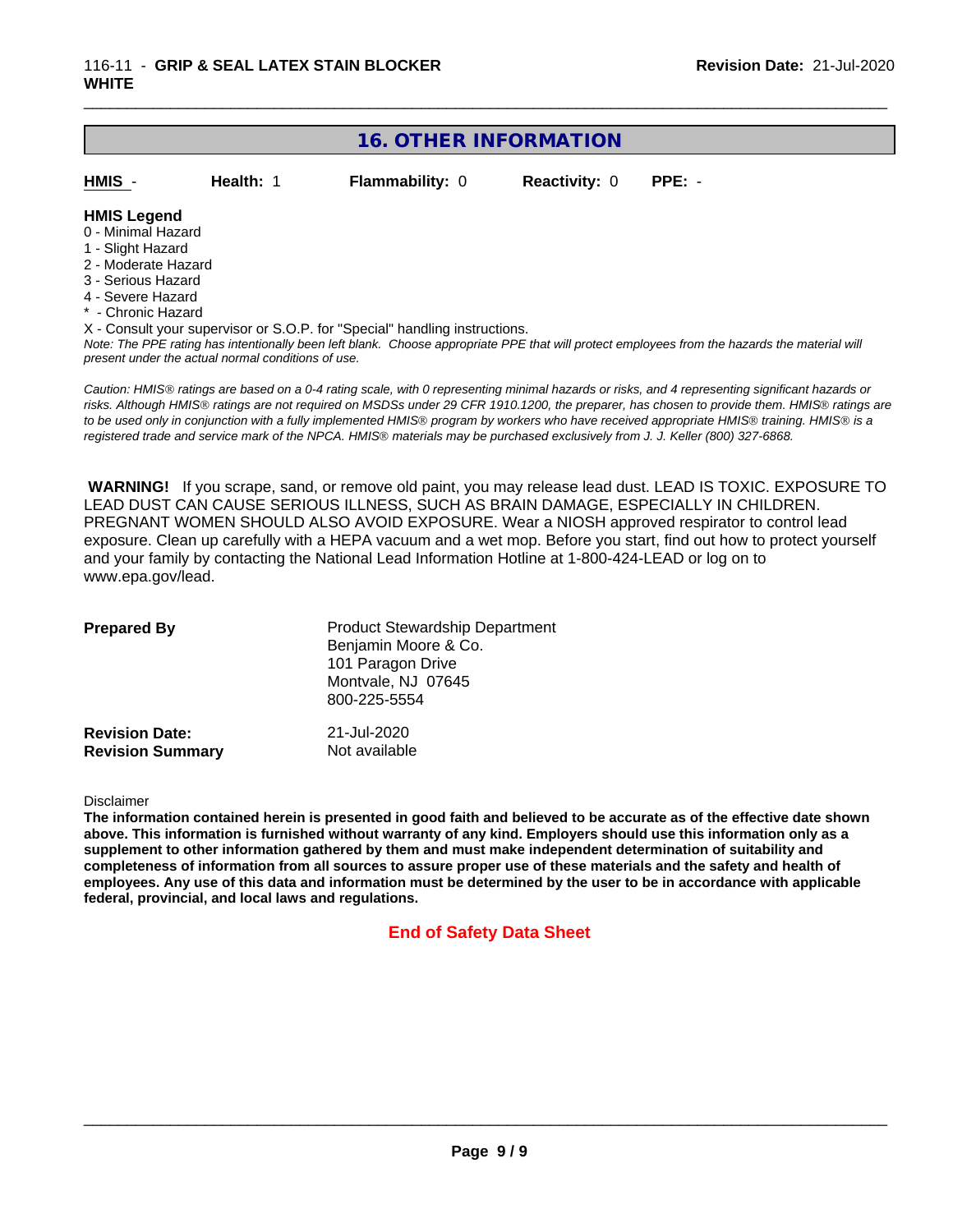## 16. OTHER INFORMATION

| HMIS - | Health: 1 | Flammability: 0 | Reactivity: 0 | PPE: - |
|---|---|---|---|---|

**HMIS Legend**

0 - Minimal Hazard
1 - Slight Hazard
2 - Moderate Hazard
3 - Serious Hazard
4 - Severe Hazard
* - Chronic Hazard
X - Consult your supervisor or S.O.P. for "Special" handling instructions.

*Note: The PPE rating has intentionally been left blank. Choose appropriate PPE that will protect employees from the hazards the material will present under the actual normal conditions of use.*

*Caution: HMIS® ratings are based on a 0-4 rating scale, with 0 representing minimal hazards or risks, and 4 representing significant hazards or risks. Although HMIS® ratings are not required on MSDSs under 29 CFR 1910.1200, the preparer, has chosen to provide them. HMIS® ratings are to be used only in conjunction with a fully implemented HMIS® program by workers who have received appropriate HMIS® training. HMIS® is a registered trade and service mark of the NPCA. HMIS® materials may be purchased exclusively from J. J. Keller (800) 327-6868.*

**WARNING!** If you scrape, sand, or remove old paint, you may release lead dust. LEAD IS TOXIC. EXPOSURE TO LEAD DUST CAN CAUSE SERIOUS ILLNESS, SUCH AS BRAIN DAMAGE, ESPECIALLY IN CHILDREN. PREGNANT WOMEN SHOULD ALSO AVOID EXPOSURE. Wear a NIOSH approved respirator to control lead exposure. Clean up carefully with a HEPA vacuum and a wet mop. Before you start, find out how to protect yourself and your family by contacting the National Lead Information Hotline at 1-800-424-LEAD or log on to www.epa.gov/lead.

**Prepared By**

Product Stewardship Department
Benjamin Moore & Co.
101 Paragon Drive
Montvale, NJ 07645
800-225-5554

**Revision Date:** 21-Jul-2020
**Revision Summary** Not available

Disclaimer

**The information contained herein is presented in good faith and believed to be accurate as of the effective date shown above. This information is furnished without warranty of any kind. Employers should use this information only as a supplement to other information gathered by them and must make independent determination of suitability and completeness of information from all sources to assure proper use of these materials and the safety and health of employees. Any use of this data and information must be determined by the user to be in accordance with applicable federal, provincial, and local laws and regulations.**

**End of Safety Data Sheet**